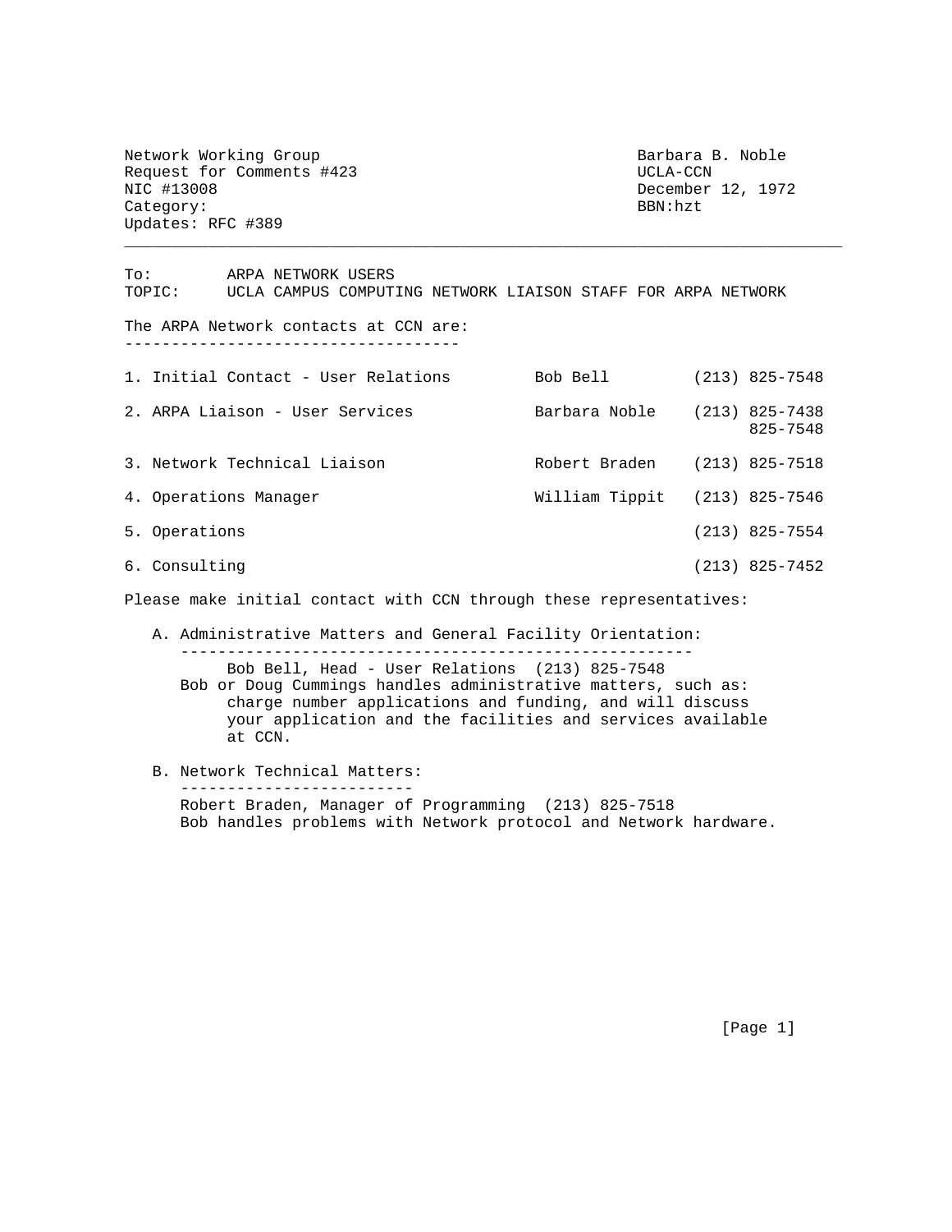Network Working Group  
Request for Comments #423  
NIC #13008  
Category:  
Updates: RFC #389

Barbara B. Noble  
UCLA-CCN  
December 12, 1972  
BBN:hzt

---

To: ARPA NETWORK USERS  
TOPIC: UCLA CAMPUS COMPUTING NETWORK LIAISON STAFF FOR ARPA NETWORK

The ARPA Network contacts at CCN are:

| | | |
|---|---|---|
| 1. Initial Contact - User Relations | Bob Bell | (213) 825-7548 |
| 2. ARPA Liaison - User Services | Barbara Noble | (213) 825-7438<br>825-7548 |
| 3. Network Technical Liaison | Robert Braden | (213) 825-7518 |
| 4. Operations Manager | William Tippit | (213) 825-7546 |
| 5. Operations | | (213) 825-7554 |
| 6. Consulting | | (213) 825-7452 |

Please make initial contact with CCN through these representatives:

A. Administrative Matters and General Facility Orientation:

Bob Bell, Head - User Relations (213) 825-7548

Bob or Doug Cummings handles administrative matters, such as: charge number applications and funding, and will discuss your application and the facilities and services available at CCN.

B. Network Technical Matters:

Robert Braden, Manager of Programming (213) 825-7518

Bob handles problems with Network protocol and Network hardware.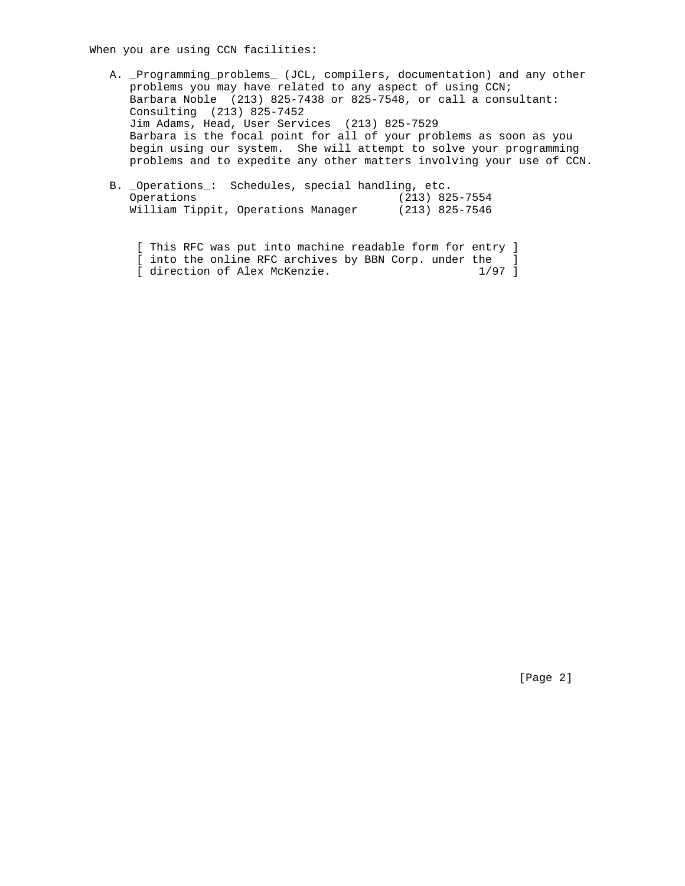When you are using CCN facilities:

A. _Programming_problems_ (JCL, compilers, documentation) and any other problems you may have related to any aspect of using CCN;
   Barbara Noble (213) 825-7438 or 825-7548, or call a consultant:
   Consulting (213) 825-7452
   Jim Adams, Head, User Services (213) 825-7529
   Barbara is the focal point for all of your problems as soon as you begin using our system. She will attempt to solve your programming problems and to expedite any other matters involving your use of CCN.

B. _Operations_: Schedules, special handling, etc.
   Operations (213) 825-7554
   William Tippit, Operations Manager (213) 825-7546

[ This RFC was put into machine readable form for entry ]
[ into the online RFC archives by BBN Corp. under the ]
[ direction of Alex McKenzie. 1/97 ]